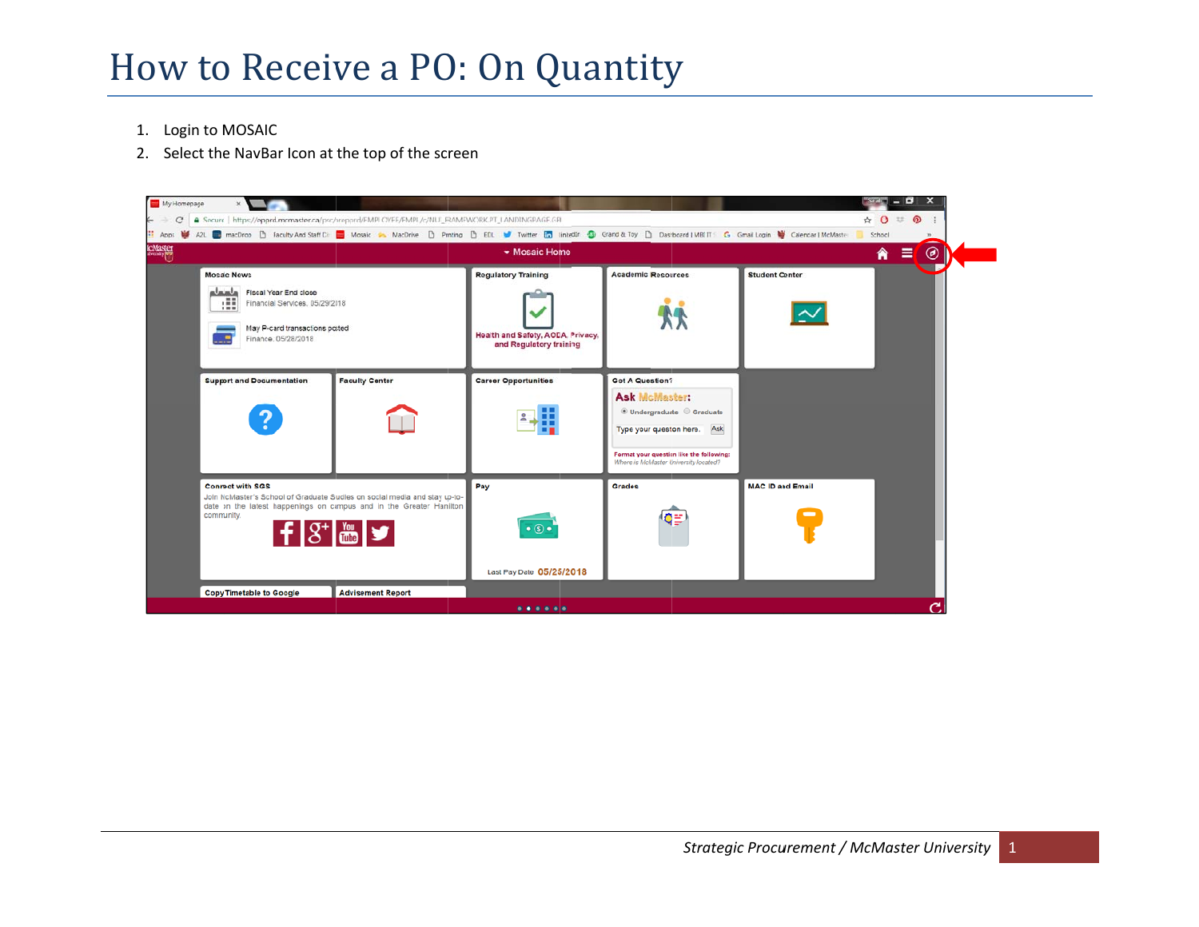# How to Receive a PO: On Quantity

1. Login to MOSAIC
2. Select the NavBar Icon at the top of the screen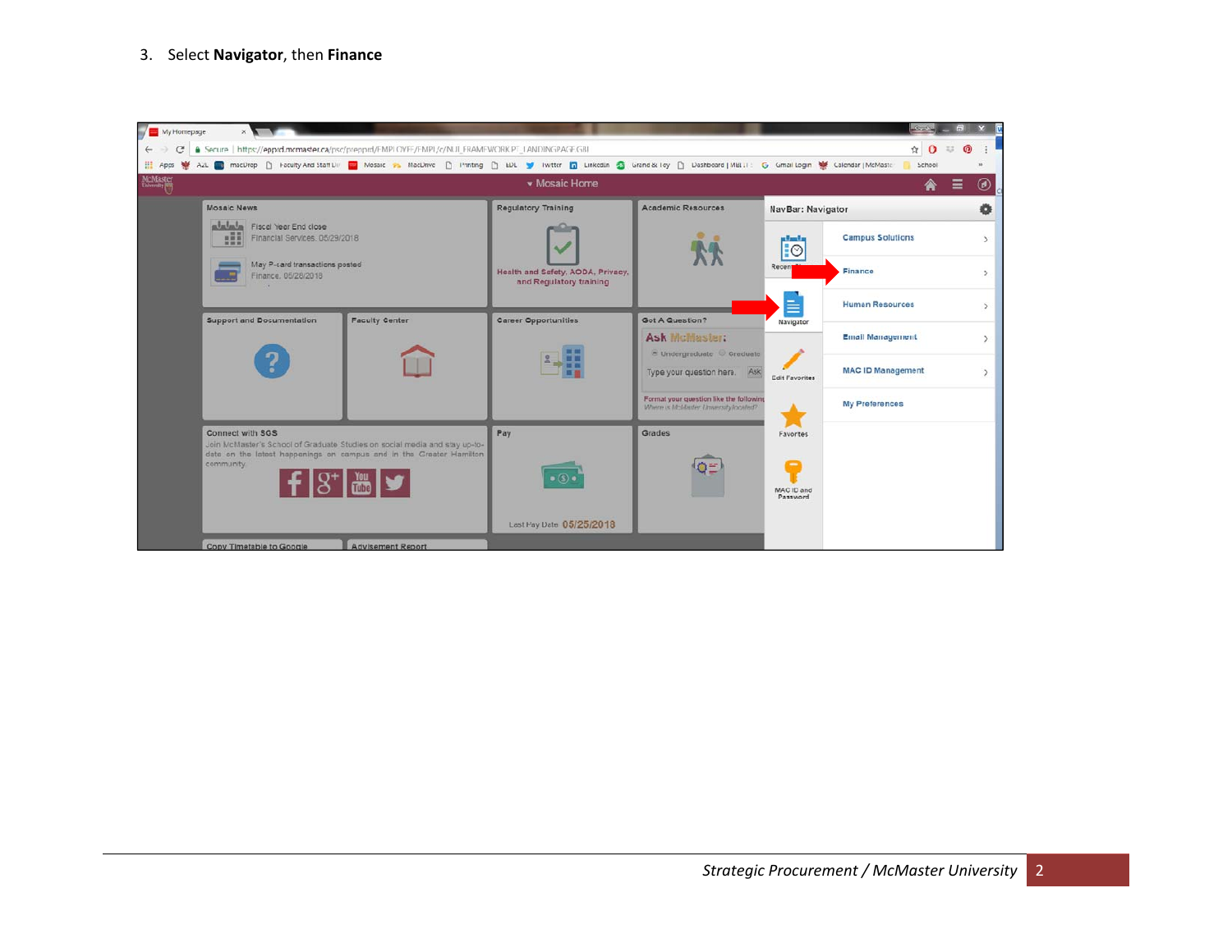3. Select **Navigator**, then **Finance**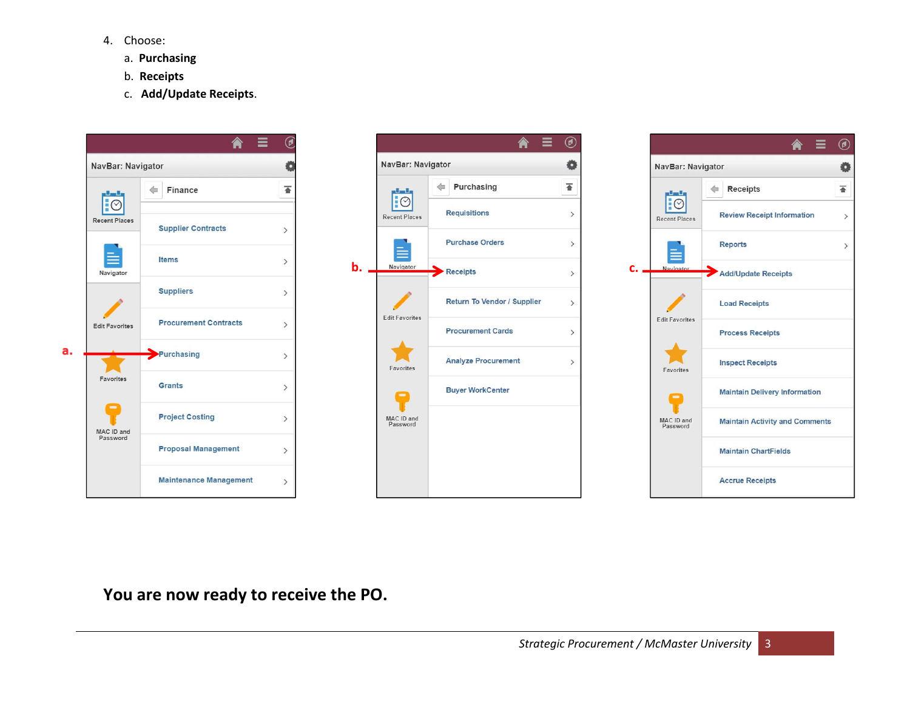4. Choose:
   a. **Purchasing**
   b. **Receipts**
   c. **Add/Update Receipts**.

## You are now ready to receive the PO.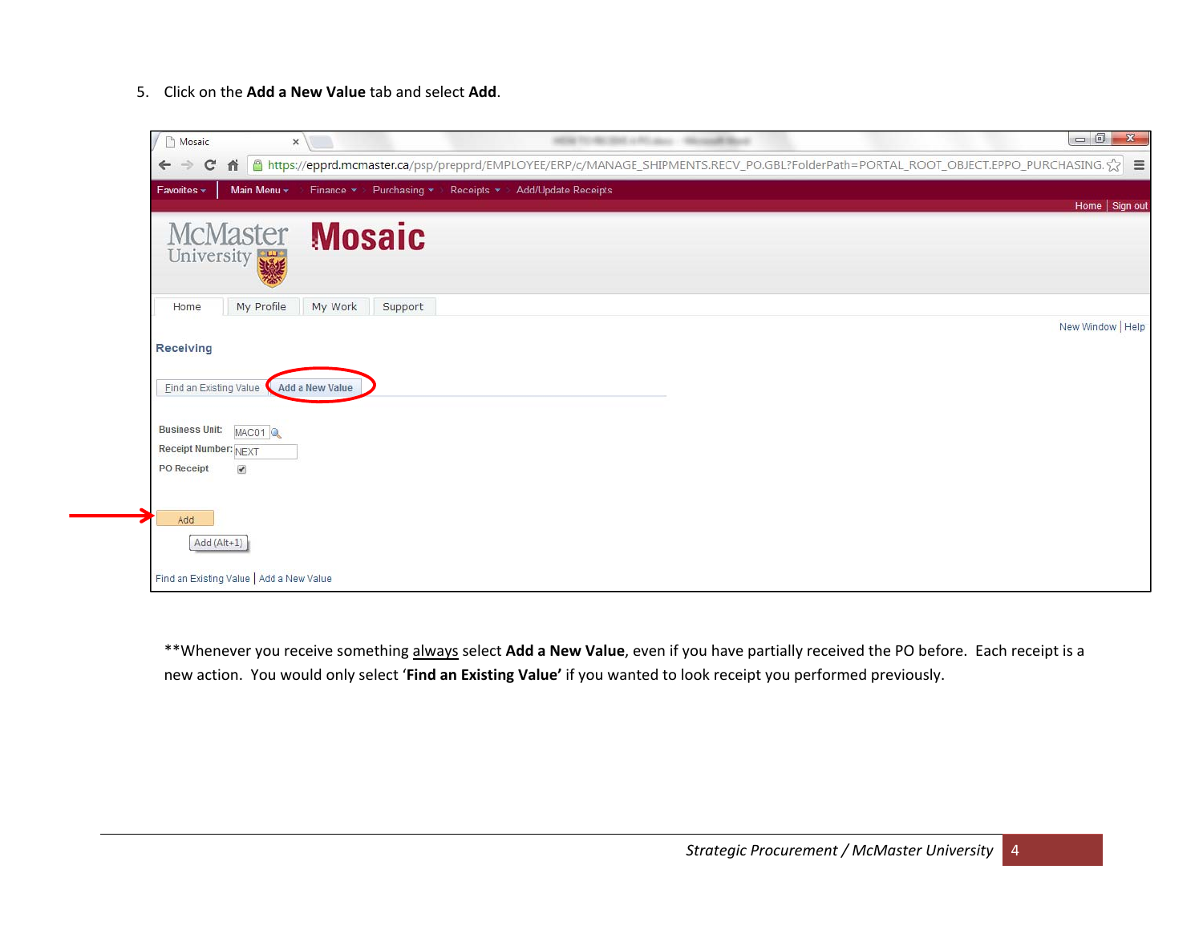5. Click on the **Add a New Value** tab and select **Add**.

**Whenever you receive something always select **Add a New Value**, even if you have partially received the PO before. Each receipt is a new action. You would only select '**Find an Existing Value'** if you wanted to look receipt you performed previously.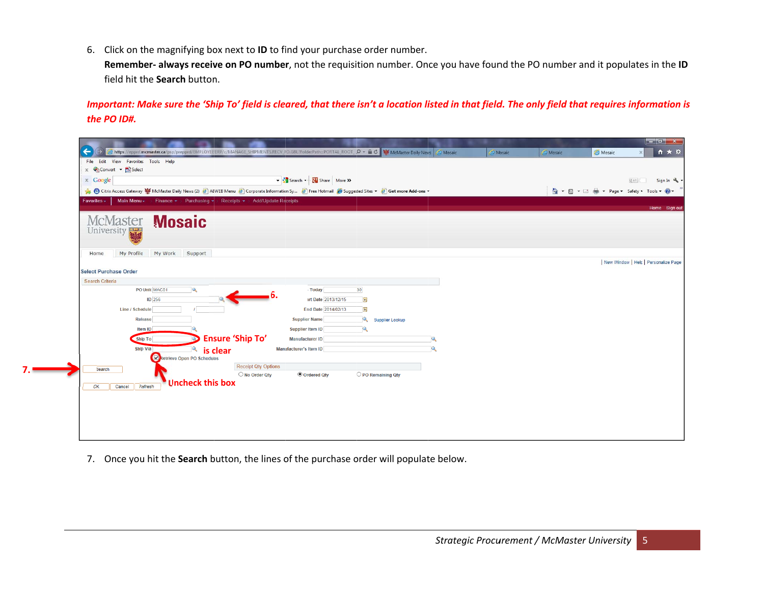6. Click on the magnifying box next to **ID** to find your purchase order number.
   **Remember- always receive on PO number**, not the requisition number. Once you have found the PO number and it populates in the **ID** field hit the **Search** button.

***Important: Make sure the 'Ship To' field is cleared, that there isn't a location listed in that field. The only field that requires information is the PO ID#.***

7. Once you hit the **Search** button, the lines of the purchase order will populate below.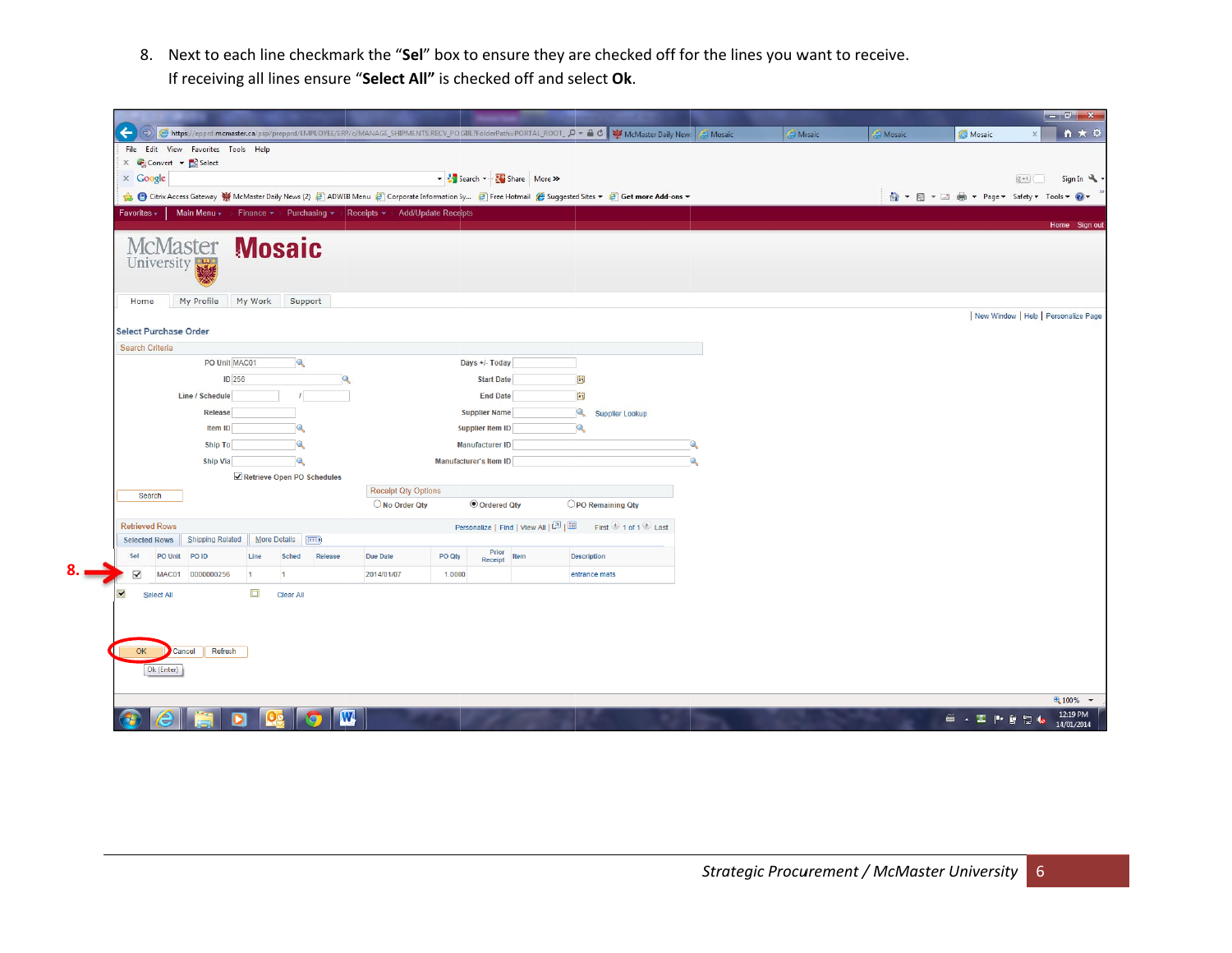8. Next to each line checkmark the "**Sel**" box to ensure they are checked off for the lines you want to receive. If receiving all lines ensure "**Select All"** is checked off and select **Ok**.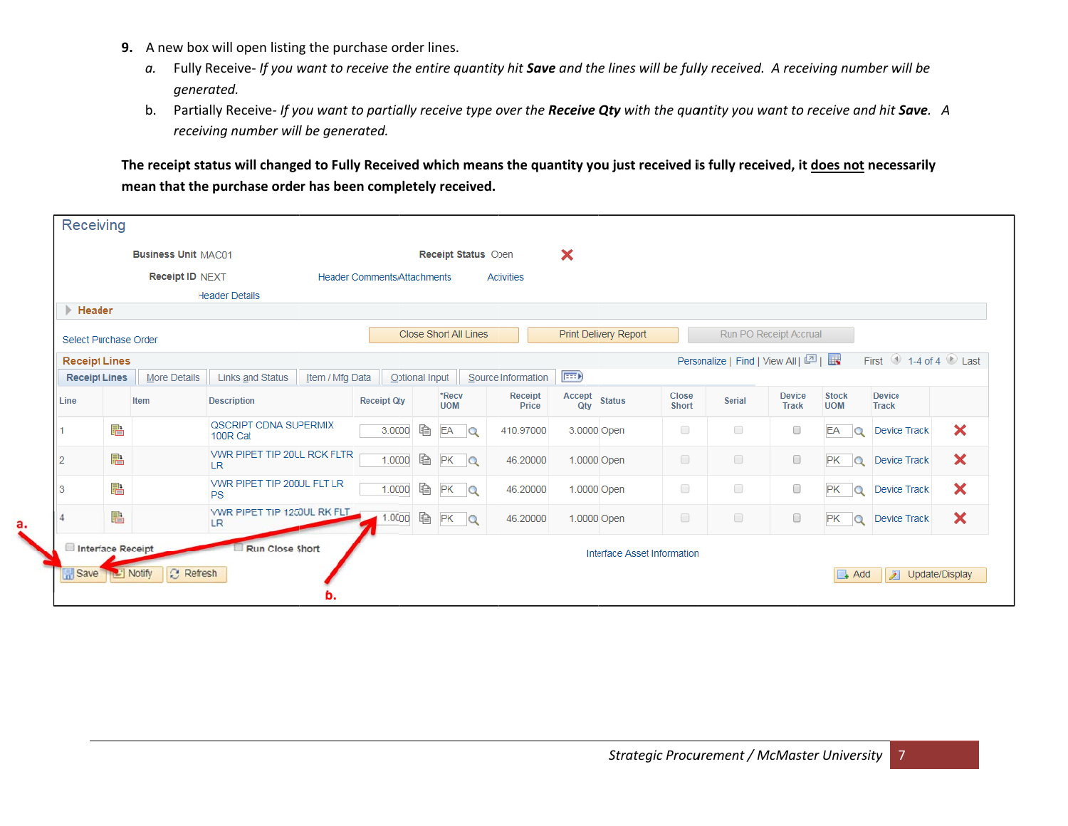9. A new box will open listing the purchase order lines.
   a. Fully Receive- *If you want to receive the entire quantity hit **Save** and the lines will be fully received. A receiving number will be generated.*
   b. Partially Receive- *If you want to partially receive type over the **Receive Qty** with the quantity you want to receive and hit **Save**. A receiving number will be generated.*

**The receipt status will changed to Fully Received which means the quantity you just received is fully received, it <u>does not</u> necessarily mean that the purchase order has been completely received.**

Receiving

Business Unit MAC01 Receipt Status Open

Receipt ID NEXT Header Comments/Attachments Activities

Header Details

Header

Select Purchase Order Close Short All Lines Print Delivery Report Run PO Receipt Accrual

Receipt Lines Personalize | Find | View All | First 1-4 of 4 Last

Receipt Lines | More Details | Links and Status | Item / Mfg Data | Optional Input | Source Information

| Line | Item | Description | Receipt Qty | *Recv UOM | Receipt Price | Accept Qty | Status | Close Short | Serial | Device Track | Stock UOM | Device Track |
|---|---|---|---|---|---|---|---|---|---|---|---|---|
| 1 | | QSCRIPT CDNA SUPERMIX 100R Cat | 3.0000 | EA | 410.97000 | 3.0000 | Open | | | | EA | Device Track |
| 2 | | VWR PIPET TIP 20UL RCK FLTR LR | 1.0000 | PK | 46.20000 | 1.0000 | Open | | | | PK | Device Track |
| 3 | | VWR PIPET TIP 200UL FLT LR PS | 1.0000 | PK | 46.20000 | 1.0000 | Open | | | | PK | Device Track |
| 4 | | VWR PIPET TIP 1250UL RK FLT LR | 1.0000 | PK | 46.20000 | 1.0000 | Open | | | | PK | Device Track |

Interface Receipt Run Close Short Interface Asset Information

a. Save Notify Refresh b. Add Update/Display